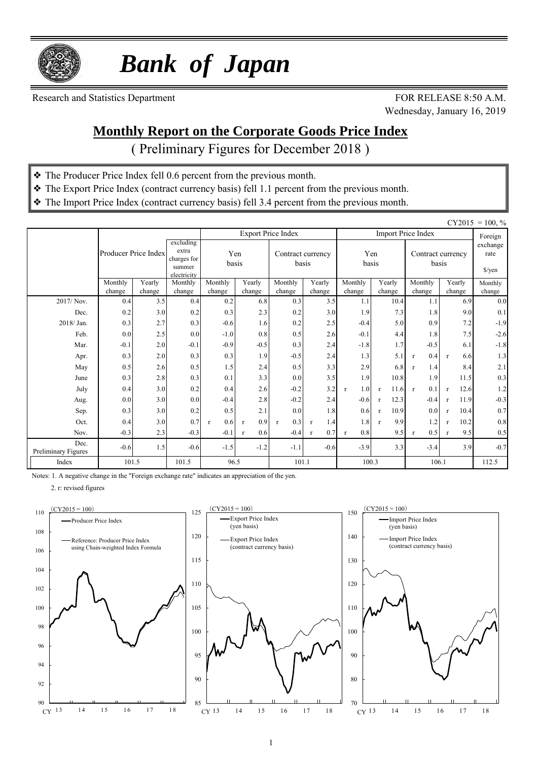# Bank of Japan

Research and Statistics Department

FOR RELEASE 8:50 A.M.
Wednesday, January 16, 2019

## Monthly Report on the Corporate Goods Price Index

( Preliminary Figures for December 2018 )

- ❖ The Producer Price Index fell 0.6 percent from the previous month.
- ❖ The Export Price Index (contract currency basis) fell 1.1 percent from the previous month.
- ❖ The Import Price Index (contract currency basis) fell 3.4 percent from the previous month.

CY2015 = 100, %

| | Producer Price Index | | excluding extra charges for summer electricity | Export Price Index | | | | Import Price Index | | | | Foreign exchange rate |
|---|---|---|---|---|---|---|---|---|---|---|---|---|
| | | | | Yen basis | | Contract currency basis | | Yen basis | | Contract currency basis | | $/yen |
| | Monthly change | Yearly change | Monthly change | Monthly change | Yearly change | Monthly change | Yearly change | Monthly change | Yearly change | Monthly change | Yearly change | Monthly change |
| 2017/ Nov. | 0.4 | 3.5 | 0.4 | 0.2 | 6.8 | 0.3 | 3.5 | 1.1 | 10.4 | 1.1 | 6.9 | 0.0 |
| Dec. | 0.2 | 3.0 | 0.2 | 0.3 | 2.3 | 0.2 | 3.0 | 1.9 | 7.3 | 1.8 | 9.0 | 0.1 |
| 2018/ Jan. | 0.3 | 2.7 | 0.3 | -0.6 | 1.6 | 0.2 | 2.5 | -0.4 | 5.0 | 0.9 | 7.2 | -1.9 |
| Feb. | 0.0 | 2.5 | 0.0 | -1.0 | 0.8 | 0.5 | 2.6 | -0.1 | 4.4 | 1.8 | 7.5 | -2.6 |
| Mar. | -0.1 | 2.0 | -0.1 | -0.9 | -0.5 | 0.3 | 2.4 | -1.8 | 1.7 | -0.5 | 6.1 | -1.8 |
| Apr. | 0.3 | 2.0 | 0.3 | 0.3 | 1.9 | -0.5 | 2.4 | 1.3 | 5.1 | r 0.4 | r 6.6 | 1.3 |
| May | 0.5 | 2.6 | 0.5 | 1.5 | 2.4 | 0.5 | 3.3 | 2.9 | 6.8 | r 1.4 | 8.4 | 2.1 |
| June | 0.3 | 2.8 | 0.3 | 0.1 | 3.3 | 0.0 | 3.5 | 1.9 | 10.8 | 1.9 | 11.5 | 0.3 |
| July | 0.4 | 3.0 | 0.2 | 0.4 | 2.6 | -0.2 | 3.2 | r 1.0 | r 11.6 | r 0.1 | r 12.6 | 1.2 |
| Aug. | 0.0 | 3.0 | 0.0 | -0.4 | 2.8 | -0.2 | 2.4 | -0.6 | r 12.3 | -0.4 | r 11.9 | -0.3 |
| Sep. | 0.3 | 3.0 | 0.2 | 0.5 | 2.1 | 0.0 | 1.8 | 0.6 | r 10.9 | 0.0 | r 10.4 | 0.7 |
| Oct. | 0.4 | 3.0 | 0.7 | r 0.6 | r 0.9 | r 0.3 | r 1.4 | 1.8 | r 9.9 | 1.2 | r 10.2 | 0.8 |
| Nov. | -0.3 | 2.3 | -0.3 | -0.1 | r 0.6 | -0.4 | r 0.7 | r 0.8 | 9.5 | r 0.5 | r 9.5 | 0.5 |
| Dec. Preliminary Figures | -0.6 | 1.5 | -0.6 | -1.5 | -1.2 | -1.1 | -0.6 | -3.9 | 3.3 | -3.4 | 3.9 | -0.7 |
| Index | 101.5 | | 101.5 | 96.5 | | 101.1 | | 100.3 | | 106.1 | | 112.5 |

Notes: 1. A negative change in the "Foreign exchange rate" indicates an appreciation of the yen.

2. r: revised figures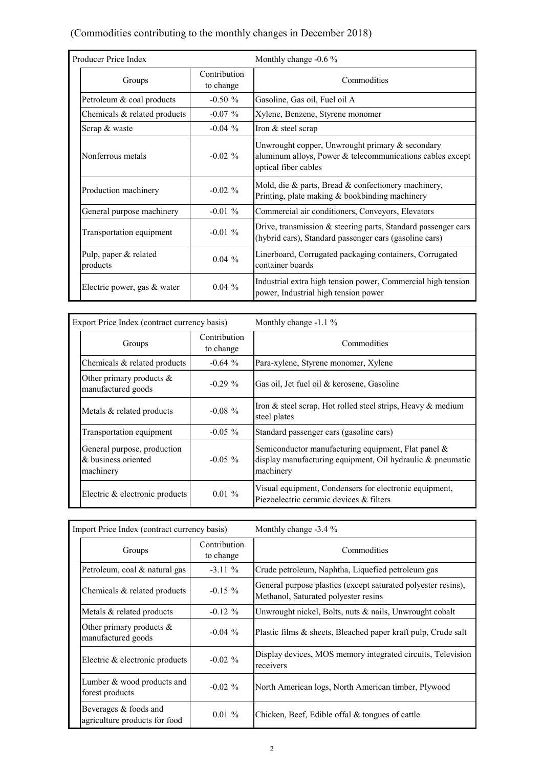(Commodities contributing to the monthly changes in December 2018)

| Producer Price Index | | Monthly change -0.6 % |
|---|---|---|
| Groups | Contribution to change | Commodities |
| Petroleum & coal products | -0.50 % | Gasoline, Gas oil, Fuel oil A |
| Chemicals & related products | -0.07 % | Xylene, Benzene, Styrene monomer |
| Scrap & waste | -0.04 % | Iron & steel scrap |
| Nonferrous metals | -0.02 % | Unwrought copper, Unwrought primary & secondary aluminum alloys, Power & telecommunications cables except optical fiber cables |
| Production machinery | -0.02 % | Mold, die & parts, Bread & confectionery machinery, Printing, plate making & bookbinding machinery |
| General purpose machinery | -0.01 % | Commercial air conditioners, Conveyors, Elevators |
| Transportation equipment | -0.01 % | Drive, transmission & steering parts, Standard passenger cars (hybrid cars), Standard passenger cars (gasoline cars) |
| Pulp, paper & related products | 0.04 % | Linerboard, Corrugated packaging containers, Corrugated container boards |
| Electric power, gas & water | 0.04 % | Industrial extra high tension power, Commercial high tension power, Industrial high tension power |

| Export Price Index (contract currency basis) | | Monthly change -1.1 % |
|---|---|---|
| Groups | Contribution to change | Commodities |
| Chemicals & related products | -0.64 % | Para-xylene, Styrene monomer, Xylene |
| Other primary products & manufactured goods | -0.29 % | Gas oil, Jet fuel oil & kerosene, Gasoline |
| Metals & related products | -0.08 % | Iron & steel scrap, Hot rolled steel strips, Heavy & medium steel plates |
| Transportation equipment | -0.05 % | Standard passenger cars (gasoline cars) |
| General purpose, production & business oriented machinery | -0.05 % | Semiconductor manufacturing equipment, Flat panel & display manufacturing equipment, Oil hydraulic & pneumatic machinery |
| Electric & electronic products | 0.01 % | Visual equipment, Condensers for electronic equipment, Piezoelectric ceramic devices & filters |

| Import Price Index (contract currency basis) | | Monthly change -3.4 % |
|---|---|---|
| Groups | Contribution to change | Commodities |
| Petroleum, coal & natural gas | -3.11 % | Crude petroleum, Naphtha, Liquefied petroleum gas |
| Chemicals & related products | -0.15 % | General purpose plastics (except saturated polyester resins), Methanol, Saturated polyester resins |
| Metals & related products | -0.12 % | Unwrought nickel, Bolts, nuts & nails, Unwrought cobalt |
| Other primary products & manufactured goods | -0.04 % | Plastic films & sheets, Bleached paper kraft pulp, Crude salt |
| Electric & electronic products | -0.02 % | Display devices, MOS memory integrated circuits, Television receivers |
| Lumber & wood products and forest products | -0.02 % | North American logs, North American timber, Plywood |
| Beverages & foods and agriculture products for food | 0.01 % | Chicken, Beef, Edible offal & tongues of cattle |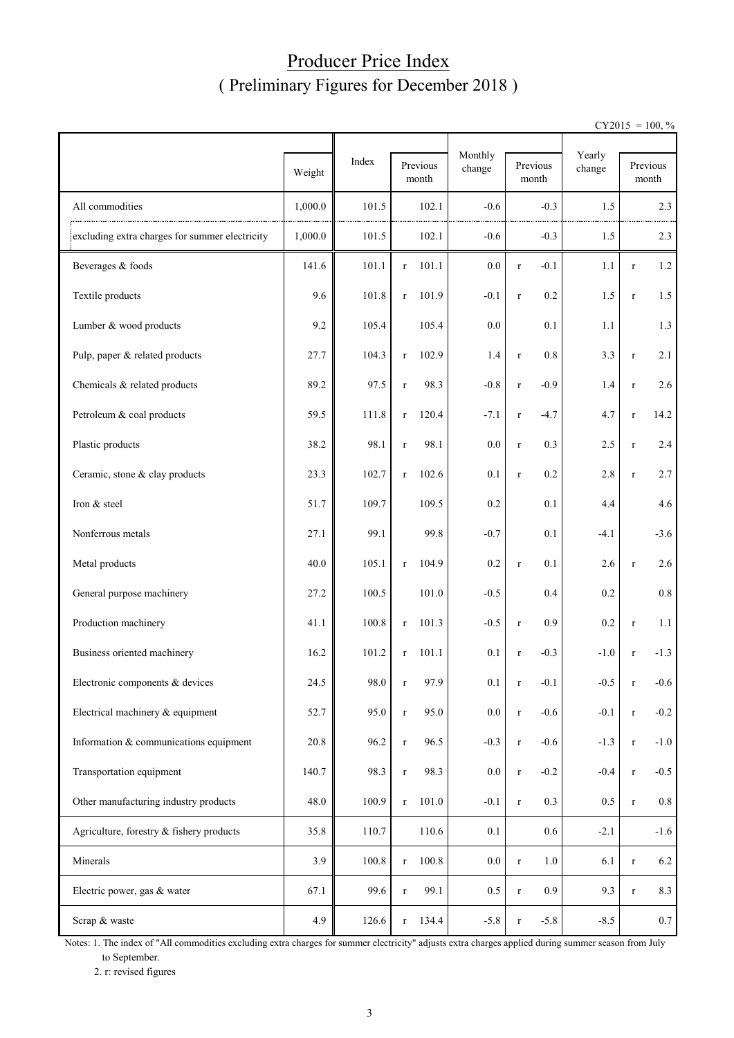# Producer Price Index
## ( Preliminary Figures for December 2018 )

CY2015 = 100, %

| | Weight | Index | Previous month | Monthly change | Previous month | Yearly change | Previous month |
|---|---|---|---|---|---|---|---|
| All commodities | 1,000.0 | 101.5 | 102.1 | -0.6 | -0.3 | 1.5 | 2.3 |
| excluding extra charges for summer electricity | 1,000.0 | 101.5 | 102.1 | -0.6 | -0.3 | 1.5 | 2.3 |
| Beverages & foods | 141.6 | 101.1 | r 101.1 | 0.0 | r -0.1 | 1.1 | r 1.2 |
| Textile products | 9.6 | 101.8 | r 101.9 | -0.1 | r 0.2 | 1.5 | r 1.5 |
| Lumber & wood products | 9.2 | 105.4 | 105.4 | 0.0 | 0.1 | 1.1 | 1.3 |
| Pulp, paper & related products | 27.7 | 104.3 | r 102.9 | 1.4 | r 0.8 | 3.3 | r 2.1 |
| Chemicals & related products | 89.2 | 97.5 | r 98.3 | -0.8 | r -0.9 | 1.4 | r 2.6 |
| Petroleum & coal products | 59.5 | 111.8 | r 120.4 | -7.1 | r -4.7 | 4.7 | r 14.2 |
| Plastic products | 38.2 | 98.1 | r 98.1 | 0.0 | r 0.3 | 2.5 | r 2.4 |
| Ceramic, stone & clay products | 23.3 | 102.7 | r 102.6 | 0.1 | r 0.2 | 2.8 | r 2.7 |
| Iron & steel | 51.7 | 109.7 | 109.5 | 0.2 | 0.1 | 4.4 | 4.6 |
| Nonferrous metals | 27.1 | 99.1 | 99.8 | -0.7 | 0.1 | -4.1 | -3.6 |
| Metal products | 40.0 | 105.1 | r 104.9 | 0.2 | r 0.1 | 2.6 | r 2.6 |
| General purpose machinery | 27.2 | 100.5 | 101.0 | -0.5 | 0.4 | 0.2 | 0.8 |
| Production machinery | 41.1 | 100.8 | r 101.3 | -0.5 | r 0.9 | 0.2 | r 1.1 |
| Business oriented machinery | 16.2 | 101.2 | r 101.1 | 0.1 | r -0.3 | -1.0 | r -1.3 |
| Electronic components & devices | 24.5 | 98.0 | r 97.9 | 0.1 | r -0.1 | -0.5 | r -0.6 |
| Electrical machinery & equipment | 52.7 | 95.0 | r 95.0 | 0.0 | r -0.6 | -0.1 | r -0.2 |
| Information & communications equipment | 20.8 | 96.2 | r 96.5 | -0.3 | r -0.6 | -1.3 | r -1.0 |
| Transportation equipment | 140.7 | 98.3 | r 98.3 | 0.0 | r -0.2 | -0.4 | r -0.5 |
| Other manufacturing industry products | 48.0 | 100.9 | r 101.0 | -0.1 | r 0.3 | 0.5 | r 0.8 |
| Agriculture, forestry & fishery products | 35.8 | 110.7 | 110.6 | 0.1 | 0.6 | -2.1 | -1.6 |
| Minerals | 3.9 | 100.8 | r 100.8 | 0.0 | r 1.0 | 6.1 | r 6.2 |
| Electric power, gas & water | 67.1 | 99.6 | r 99.1 | 0.5 | r 0.9 | 9.3 | r 8.3 |
| Scrap & waste | 4.9 | 126.6 | r 134.4 | -5.8 | r -5.8 | -8.5 | 0.7 |

Notes: 1. The index of "All commodities excluding extra charges for summer electricity" adjusts extra charges applied during summer season from July to September.

2. r: revised figures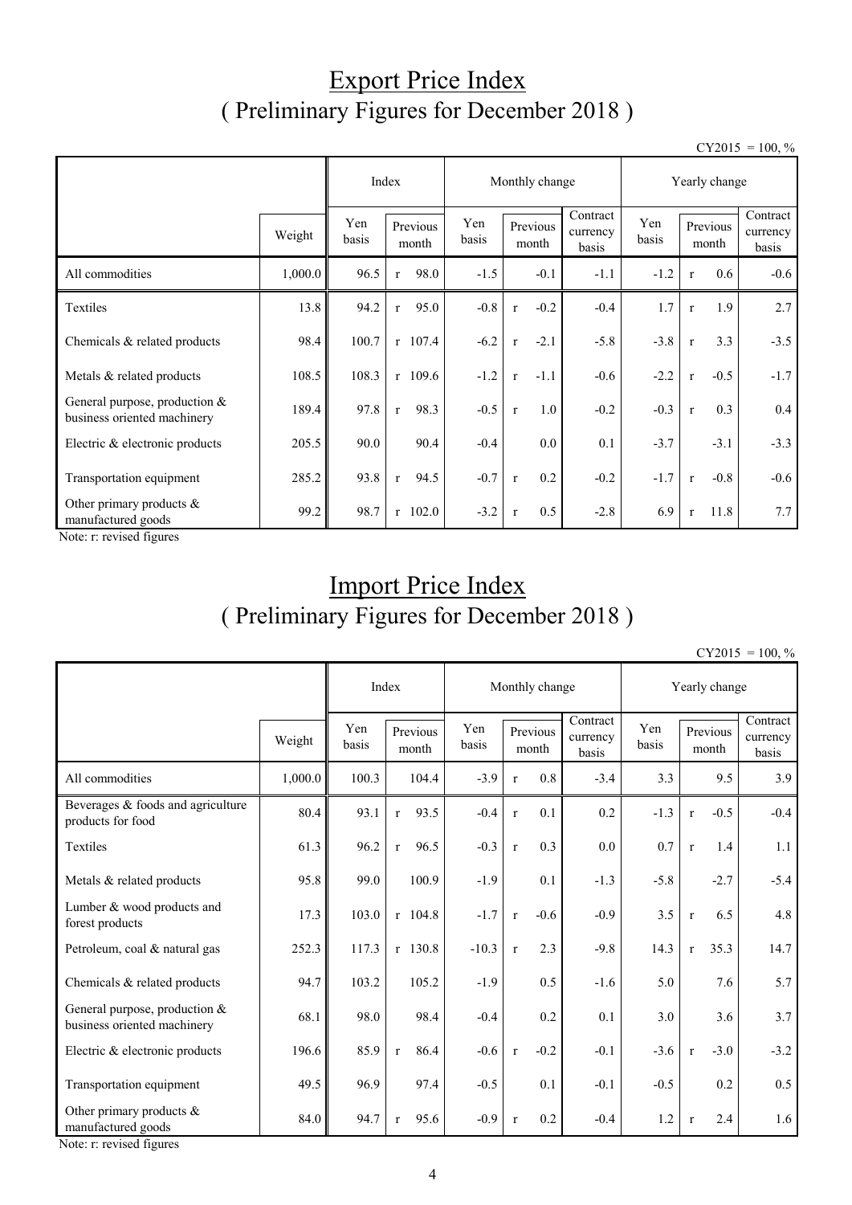# Export Price Index
## ( Preliminary Figures for December 2018 )

CY2015 = 100, %

| | Weight | Index | | Monthly change | | | Yearly change | | |
|---|---|---|---|---|---|---|---|---|---|
| | | Yen basis | Previous month | Yen basis | Previous month | Contract currency basis | Yen basis | Previous month | Contract currency basis |
| All commodities | 1,000.0 | 96.5 | r 98.0 | -1.5 | -0.1 | -1.1 | -1.2 | r 0.6 | -0.6 |
| Textiles | 13.8 | 94.2 | r 95.0 | -0.8 | r -0.2 | -0.4 | 1.7 | r 1.9 | 2.7 |
| Chemicals & related products | 98.4 | 100.7 | r 107.4 | -6.2 | r -2.1 | -5.8 | -3.8 | r 3.3 | -3.5 |
| Metals & related products | 108.5 | 108.3 | r 109.6 | -1.2 | r -1.1 | -0.6 | -2.2 | r -0.5 | -1.7 |
| General purpose, production & business oriented machinery | 189.4 | 97.8 | r 98.3 | -0.5 | r 1.0 | -0.2 | -0.3 | r 0.3 | 0.4 |
| Electric & electronic products | 205.5 | 90.0 | 90.4 | -0.4 | 0.0 | 0.1 | -3.7 | -3.1 | -3.3 |
| Transportation equipment | 285.2 | 93.8 | r 94.5 | -0.7 | r 0.2 | -0.2 | -1.7 | r -0.8 | -0.6 |
| Other primary products & manufactured goods | 99.2 | 98.7 | r 102.0 | -3.2 | r 0.5 | -2.8 | 6.9 | r 11.8 | 7.7 |

Note: r: revised figures

# Import Price Index
## ( Preliminary Figures for December 2018 )

CY2015 = 100, %

| | Weight | Index | | Monthly change | | | Yearly change | | |
|---|---|---|---|---|---|---|---|---|---|
| | | Yen basis | Previous month | Yen basis | Previous month | Contract currency basis | Yen basis | Previous month | Contract currency basis |
| All commodities | 1,000.0 | 100.3 | 104.4 | -3.9 | r 0.8 | -3.4 | 3.3 | 9.5 | 3.9 |
| Beverages & foods and agriculture products for food | 80.4 | 93.1 | r 93.5 | -0.4 | r 0.1 | 0.2 | -1.3 | r -0.5 | -0.4 |
| Textiles | 61.3 | 96.2 | r 96.5 | -0.3 | r 0.3 | 0.0 | 0.7 | r 1.4 | 1.1 |
| Metals & related products | 95.8 | 99.0 | 100.9 | -1.9 | 0.1 | -1.3 | -5.8 | -2.7 | -5.4 |
| Lumber & wood products and forest products | 17.3 | 103.0 | r 104.8 | -1.7 | r -0.6 | -0.9 | 3.5 | r 6.5 | 4.8 |
| Petroleum, coal & natural gas | 252.3 | 117.3 | r 130.8 | -10.3 | r 2.3 | -9.8 | 14.3 | r 35.3 | 14.7 |
| Chemicals & related products | 94.7 | 103.2 | 105.2 | -1.9 | 0.5 | -1.6 | 5.0 | 7.6 | 5.7 |
| General purpose, production & business oriented machinery | 68.1 | 98.0 | 98.4 | -0.4 | 0.2 | 0.1 | 3.0 | 3.6 | 3.7 |
| Electric & electronic products | 196.6 | 85.9 | r 86.4 | -0.6 | r -0.2 | -0.1 | -3.6 | r -3.0 | -3.2 |
| Transportation equipment | 49.5 | 96.9 | 97.4 | -0.5 | 0.1 | -0.1 | -0.5 | 0.2 | 0.5 |
| Other primary products & manufactured goods | 84.0 | 94.7 | r 95.6 | -0.9 | r 0.2 | -0.4 | 1.2 | r 2.4 | 1.6 |

Note: r: revised figures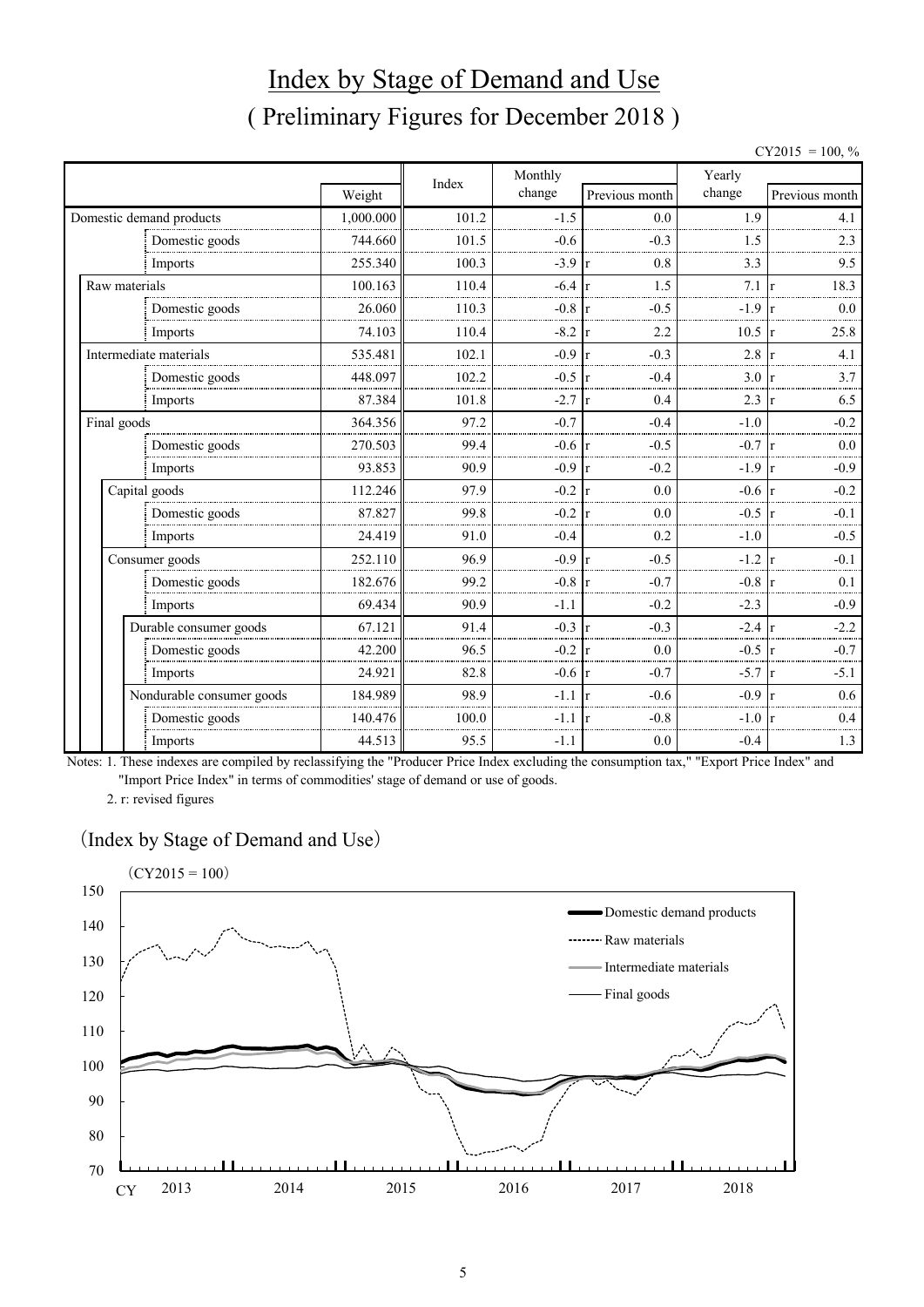# Index by Stage of Demand and Use

## ( Preliminary Figures for December 2018 )

CY2015 = 100, %

| | Weight | Index | Monthly change | Previous month | Yearly change | Previous month |
|---|---|---|---|---|---|---|
| Domestic demand products | 1,000.000 | 101.2 | -1.5 | 0.0 | 1.9 | 4.1 |
| Domestic goods | 744.660 | 101.5 | -0.6 | -0.3 | 1.5 | 2.3 |
| Imports | 255.340 | 100.3 | -3.9 | r 0.8 | 3.3 | 9.5 |
| Raw materials | 100.163 | 110.4 | -6.4 | r 1.5 | 7.1 | r 18.3 |
| Domestic goods | 26.060 | 110.3 | -0.8 | r -0.5 | -1.9 | r 0.0 |
| Imports | 74.103 | 110.4 | -8.2 | r 2.2 | 10.5 | r 25.8 |
| Intermediate materials | 535.481 | 102.1 | -0.9 | r -0.3 | 2.8 | r 4.1 |
| Domestic goods | 448.097 | 102.2 | -0.5 | r -0.4 | 3.0 | r 3.7 |
| Imports | 87.384 | 101.8 | -2.7 | r 0.4 | 2.3 | r 6.5 |
| Final goods | 364.356 | 97.2 | -0.7 | -0.4 | -1.0 | -0.2 |
| Domestic goods | 270.503 | 99.4 | -0.6 | r -0.5 | -0.7 | r 0.0 |
| Imports | 93.853 | 90.9 | -0.9 | r -0.2 | -1.9 | r -0.9 |
| Capital goods | 112.246 | 97.9 | -0.2 | r 0.0 | -0.6 | r -0.2 |
| Domestic goods | 87.827 | 99.8 | -0.2 | r 0.0 | -0.5 | r -0.1 |
| Imports | 24.419 | 91.0 | -0.4 | 0.2 | -1.0 | -0.5 |
| Consumer goods | 252.110 | 96.9 | -0.9 | r -0.5 | -1.2 | r -0.1 |
| Domestic goods | 182.676 | 99.2 | -0.8 | r -0.7 | -0.8 | r 0.1 |
| Imports | 69.434 | 90.9 | -1.1 | -0.2 | -2.3 | -0.9 |
| Durable consumer goods | 67.121 | 91.4 | -0.3 | r -0.3 | -2.4 | r -2.2 |
| Domestic goods | 42.200 | 96.5 | -0.2 | r 0.0 | -0.5 | r -0.7 |
| Imports | 24.921 | 82.8 | -0.6 | r -0.7 | -5.7 | r -5.1 |
| Nondurable consumer goods | 184.989 | 98.9 | -1.1 | r -0.6 | -0.9 | r 0.6 |
| Domestic goods | 140.476 | 100.0 | -1.1 | r -0.8 | -1.0 | r 0.4 |
| Imports | 44.513 | 95.5 | -1.1 | 0.0 | -0.4 | 1.3 |

Notes: 1. These indexes are compiled by reclassifying the "Producer Price Index excluding the consumption tax," "Export Price Index" and "Import Price Index" in terms of commodities' stage of demand or use of goods.

2. r: revised figures

（Index by Stage of Demand and Use）

（CY2015 = 100）

Legend: Domestic demand products; Raw materials; Intermediate materials; Final goods

CY 2013 2014 2015 2016 2017 2018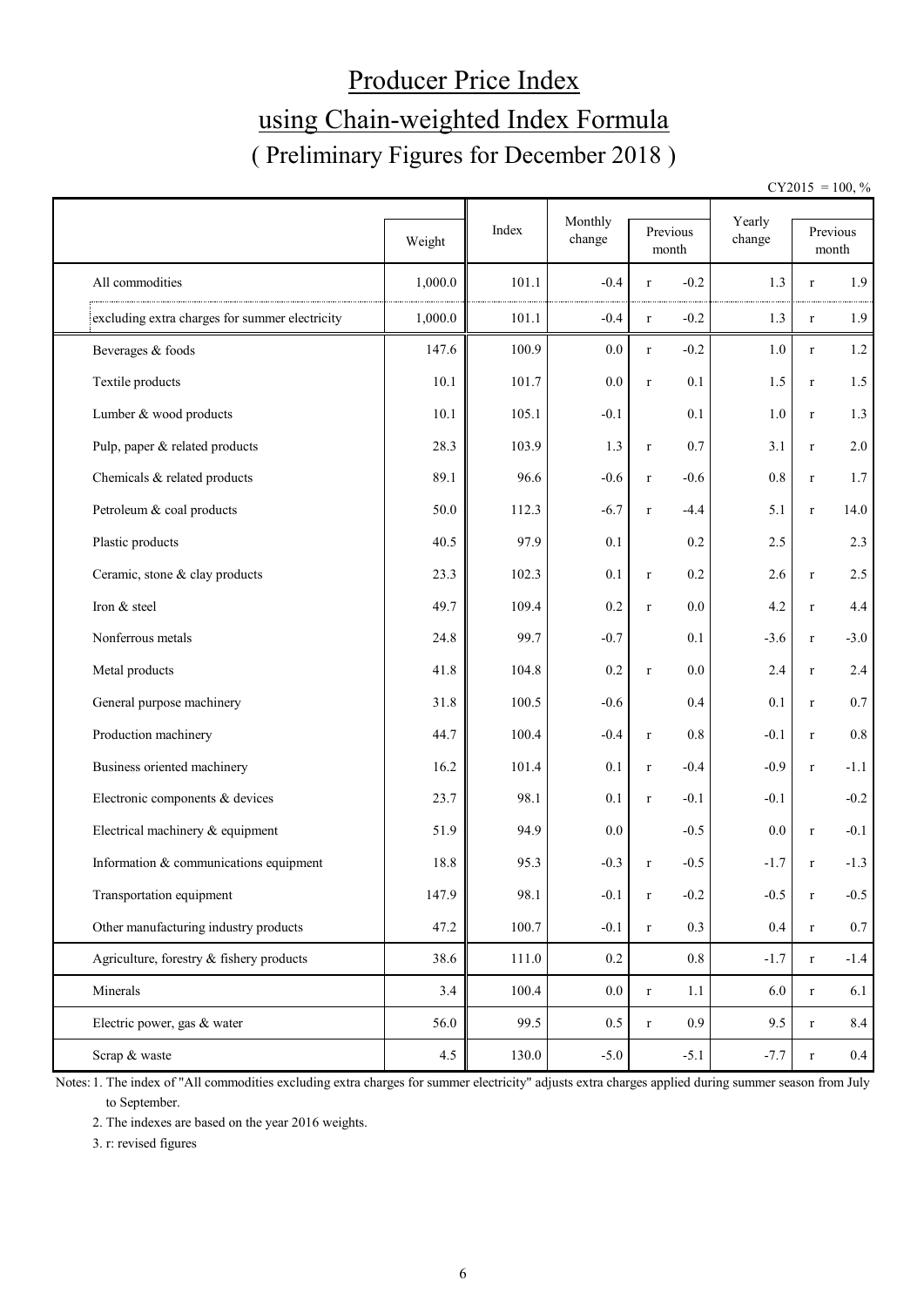# Producer Price Index

# using Chain-weighted Index Formula

## ( Preliminary Figures for December 2018 )

CY2015 = 100, %

| | Weight | Index | Monthly change | Previous month | | Yearly change | Previous month | |
|---|---|---|---|---|---|---|---|---|
| All commodities | 1,000.0 | 101.1 | -0.4 | r | -0.2 | 1.3 | r | 1.9 |
| excluding extra charges for summer electricity | 1,000.0 | 101.1 | -0.4 | r | -0.2 | 1.3 | r | 1.9 |
| Beverages & foods | 147.6 | 100.9 | 0.0 | r | -0.2 | 1.0 | r | 1.2 |
| Textile products | 10.1 | 101.7 | 0.0 | r | 0.1 | 1.5 | r | 1.5 |
| Lumber & wood products | 10.1 | 105.1 | -0.1 | | 0.1 | 1.0 | r | 1.3 |
| Pulp, paper & related products | 28.3 | 103.9 | 1.3 | r | 0.7 | 3.1 | r | 2.0 |
| Chemicals & related products | 89.1 | 96.6 | -0.6 | r | -0.6 | 0.8 | r | 1.7 |
| Petroleum & coal products | 50.0 | 112.3 | -6.7 | r | -4.4 | 5.1 | r | 14.0 |
| Plastic products | 40.5 | 97.9 | 0.1 | | 0.2 | 2.5 | | 2.3 |
| Ceramic, stone & clay products | 23.3 | 102.3 | 0.1 | r | 0.2 | 2.6 | r | 2.5 |
| Iron & steel | 49.7 | 109.4 | 0.2 | r | 0.0 | 4.2 | r | 4.4 |
| Nonferrous metals | 24.8 | 99.7 | -0.7 | | 0.1 | -3.6 | r | -3.0 |
| Metal products | 41.8 | 104.8 | 0.2 | r | 0.0 | 2.4 | r | 2.4 |
| General purpose machinery | 31.8 | 100.5 | -0.6 | | 0.4 | 0.1 | r | 0.7 |
| Production machinery | 44.7 | 100.4 | -0.4 | r | 0.8 | -0.1 | r | 0.8 |
| Business oriented machinery | 16.2 | 101.4 | 0.1 | r | -0.4 | -0.9 | r | -1.1 |
| Electronic components & devices | 23.7 | 98.1 | 0.1 | r | -0.1 | -0.1 | | -0.2 |
| Electrical machinery & equipment | 51.9 | 94.9 | 0.0 | | -0.5 | 0.0 | r | -0.1 |
| Information & communications equipment | 18.8 | 95.3 | -0.3 | r | -0.5 | -1.7 | r | -1.3 |
| Transportation equipment | 147.9 | 98.1 | -0.1 | r | -0.2 | -0.5 | r | -0.5 |
| Other manufacturing industry products | 47.2 | 100.7 | -0.1 | r | 0.3 | 0.4 | r | 0.7 |
| Agriculture, forestry & fishery products | 38.6 | 111.0 | 0.2 | | 0.8 | -1.7 | r | -1.4 |
| Minerals | 3.4 | 100.4 | 0.0 | r | 1.1 | 6.0 | r | 6.1 |
| Electric power, gas & water | 56.0 | 99.5 | 0.5 | r | 0.9 | 9.5 | r | 8.4 |
| Scrap & waste | 4.5 | 130.0 | -5.0 | | -5.1 | -7.7 | r | 0.4 |

Notes: 1. The index of "All commodities excluding extra charges for summer electricity" adjusts extra charges applied during summer season from July to September.

2. The indexes are based on the year 2016 weights.

3. r: revised figures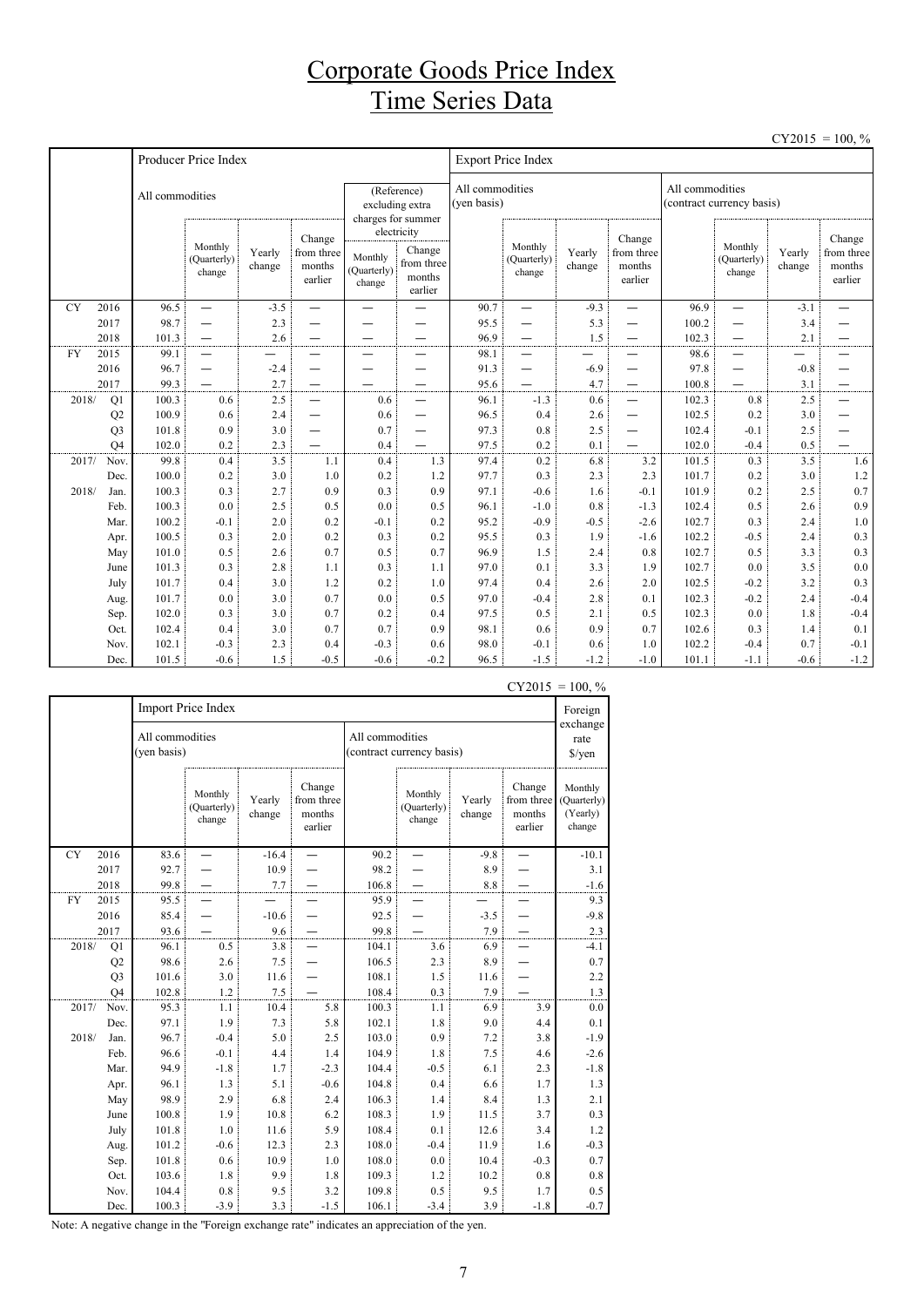# Corporate Goods Price Index
# Time Series Data

CY2015 = 100, %

| | | Producer Price Index | | | | | | Export Price Index | | | | | | | |
|---|---|---|---|---|---|---|---|---|---|---|---|---|---|---|---|
| | | All commodities | | | | (Reference) excluding extra charges for summer electricity | | All commodities (yen basis) | | | | All commodities (contract currency basis) | | | |
| | | | Monthly (Quarterly) change | Yearly change | Change from three months earlier | Monthly (Quarterly) change | Change from three months earlier | | Monthly (Quarterly) change | Yearly change | Change from three months earlier | | Monthly (Quarterly) change | Yearly change | Change from three months earlier |
| CY | 2016 | 96.5 | — | -3.5 | — | — | — | 90.7 | — | -9.3 | — | 96.9 | — | -3.1 | — |
| | 2017 | 98.7 | — | 2.3 | — | — | — | 95.5 | — | 5.3 | — | 100.2 | — | 3.4 | — |
| | 2018 | 101.3 | — | 2.6 | — | — | — | 96.9 | — | 1.5 | — | 102.3 | — | 2.1 | — |
| FY | 2015 | 99.1 | — | — | — | — | — | 98.1 | — | — | — | 98.6 | — | — | — |
| | 2016 | 96.7 | — | -2.4 | — | — | — | 91.3 | — | -6.9 | — | 97.8 | — | -0.8 | — |
| | 2017 | 99.3 | — | 2.7 | — | — | — | 95.6 | — | 4.7 | — | 100.8 | — | 3.1 | — |
| 2018/ | Q1 | 100.3 | 0.6 | 2.5 | — | 0.6 | — | 96.1 | -1.3 | 0.6 | — | 102.3 | 0.8 | 2.5 | — |
| | Q2 | 100.9 | 0.6 | 2.4 | — | 0.6 | — | 96.5 | 0.4 | 2.6 | — | 102.5 | 0.2 | 3.0 | — |
| | Q3 | 101.8 | 0.9 | 3.0 | — | 0.7 | — | 97.3 | 0.8 | 2.5 | — | 102.4 | -0.1 | 2.5 | — |
| | Q4 | 102.0 | 0.2 | 2.3 | — | 0.4 | — | 97.5 | 0.2 | 0.1 | — | 102.0 | -0.4 | 0.5 | — |
| 2017/ | Nov. | 99.8 | 0.4 | 3.5 | 1.1 | 0.4 | 1.3 | 97.4 | 0.2 | 6.8 | 3.2 | 101.5 | 0.3 | 3.5 | 1.6 |
| | Dec. | 100.0 | 0.2 | 3.0 | 1.0 | 0.2 | 1.2 | 97.7 | 0.3 | 2.3 | 2.3 | 101.7 | 0.2 | 3.0 | 1.2 |
| 2018/ | Jan. | 100.3 | 0.3 | 2.7 | 0.9 | 0.3 | 0.9 | 97.1 | -0.6 | 1.6 | -0.1 | 101.9 | 0.2 | 2.5 | 0.7 |
| | Feb. | 100.3 | 0.0 | 2.5 | 0.5 | 0.0 | 0.5 | 96.1 | -1.0 | 0.8 | -1.3 | 102.4 | 0.5 | 2.6 | 0.9 |
| | Mar. | 100.2 | -0.1 | 2.0 | 0.2 | -0.1 | 0.2 | 95.2 | -0.9 | -0.5 | -2.6 | 102.7 | 0.3 | 2.4 | 1.0 |
| | Apr. | 100.5 | 0.3 | 2.0 | 0.2 | 0.3 | 0.2 | 95.5 | 0.3 | 1.9 | -1.6 | 102.2 | -0.5 | 2.4 | 0.3 |
| | May | 101.0 | 0.5 | 2.6 | 0.7 | 0.5 | 0.7 | 96.9 | 1.5 | 2.4 | 0.8 | 102.7 | 0.5 | 3.3 | 0.3 |
| | June | 101.3 | 0.3 | 2.8 | 1.1 | 0.3 | 1.1 | 97.0 | 0.1 | 3.3 | 1.9 | 102.7 | 0.0 | 3.5 | 0.0 |
| | July | 101.7 | 0.4 | 3.0 | 1.2 | 0.2 | 1.0 | 97.4 | 0.4 | 2.6 | 2.0 | 102.5 | -0.2 | 3.2 | 0.3 |
| | Aug. | 101.7 | 0.0 | 3.0 | 0.7 | 0.0 | 0.5 | 97.0 | -0.4 | 2.8 | 0.1 | 102.3 | -0.2 | 2.4 | -0.4 |
| | Sep. | 102.0 | 0.3 | 3.0 | 0.7 | 0.2 | 0.4 | 97.5 | 0.5 | 2.1 | 0.5 | 102.3 | 0.0 | 1.8 | -0.4 |
| | Oct. | 102.4 | 0.4 | 3.0 | 0.7 | 0.7 | 0.9 | 98.1 | 0.6 | 0.9 | 0.7 | 102.6 | 0.3 | 1.4 | 0.1 |
| | Nov. | 102.1 | -0.3 | 2.3 | 0.4 | -0.3 | 0.6 | 98.0 | -0.1 | 0.6 | 1.0 | 102.2 | -0.4 | 0.7 | -0.1 |
| | Dec. | 101.5 | -0.6 | 1.5 | -0.5 | -0.6 | -0.2 | 96.5 | -1.5 | -1.2 | -1.0 | 101.1 | -1.1 | -0.6 | -1.2 |

CY2015 = 100, %

| | | Import Price Index | | | | | | | | Foreign exchange rate $/yen |
|---|---|---|---|---|---|---|---|---|---|---|
| | | All commodities (yen basis) | | | | All commodities (contract currency basis) | | | | |
| | | | Monthly (Quarterly) change | Yearly change | Change from three months earlier | | Monthly (Quarterly) change | Yearly change | Change from three months earlier | Monthly (Quarterly) (Yearly) change |
| CY | 2016 | 83.6 | — | -16.4 | — | 90.2 | — | -9.8 | — | -10.1 |
| | 2017 | 92.7 | — | 10.9 | — | 98.2 | — | 8.9 | — | 3.1 |
| | 2018 | 99.8 | — | 7.7 | — | 106.8 | — | 8.8 | — | -1.6 |
| FY | 2015 | 95.5 | — | — | — | 95.9 | — | — | — | 9.3 |
| | 2016 | 85.4 | — | -10.6 | — | 92.5 | — | -3.5 | — | -9.8 |
| | 2017 | 93.6 | — | 9.6 | — | 99.8 | — | 7.9 | — | 2.3 |
| 2018/ | Q1 | 96.1 | 0.5 | 3.8 | — | 104.1 | 3.6 | 6.9 | — | -4.1 |
| | Q2 | 98.6 | 2.6 | 7.5 | — | 106.5 | 2.3 | 8.9 | — | 0.7 |
| | Q3 | 101.6 | 3.0 | 11.6 | — | 108.1 | 1.5 | 11.6 | — | 2.2 |
| | Q4 | 102.8 | 1.2 | 7.5 | — | 108.4 | 0.3 | 7.9 | — | 1.3 |
| 2017/ | Nov. | 95.3 | 1.1 | 10.4 | 5.8 | 100.3 | 1.1 | 6.9 | 3.9 | 0.0 |
| | Dec. | 97.1 | 1.9 | 7.3 | 5.8 | 102.1 | 1.8 | 9.0 | 4.4 | 0.1 |
| 2018/ | Jan. | 96.7 | -0.4 | 5.0 | 2.5 | 103.0 | 0.9 | 7.2 | 3.8 | -1.9 |
| | Feb. | 96.6 | -0.1 | 4.4 | 1.4 | 104.9 | 1.8 | 7.5 | 4.6 | -2.6 |
| | Mar. | 94.9 | -1.8 | 1.7 | -2.3 | 104.4 | -0.5 | 6.1 | 2.3 | -1.8 |
| | Apr. | 96.1 | 1.3 | 5.1 | -0.6 | 104.8 | 0.4 | 6.6 | 1.7 | 1.3 |
| | May | 98.9 | 2.9 | 6.8 | 2.4 | 106.3 | 1.4 | 8.4 | 1.3 | 2.1 |
| | June | 100.8 | 1.9 | 10.8 | 6.2 | 108.3 | 1.9 | 11.5 | 3.7 | 0.3 |
| | July | 101.8 | 1.0 | 11.6 | 5.9 | 108.4 | 0.1 | 12.6 | 3.4 | 1.2 |
| | Aug. | 101.2 | -0.6 | 12.3 | 2.3 | 108.0 | -0.4 | 11.9 | 1.6 | -0.3 |
| | Sep. | 101.8 | 0.6 | 10.9 | 1.0 | 108.0 | 0.0 | 10.4 | -0.3 | 0.7 |
| | Oct. | 103.6 | 1.8 | 9.9 | 1.8 | 109.3 | 1.2 | 10.2 | 0.8 | 0.8 |
| | Nov. | 104.4 | 0.8 | 9.5 | 3.2 | 109.8 | 0.5 | 9.5 | 1.7 | 0.5 |
| | Dec. | 100.3 | -3.9 | 3.3 | -1.5 | 106.1 | -3.4 | 3.9 | -1.8 | -0.7 |

Note: A negative change in the "Foreign exchange rate" indicates an appreciation of the yen.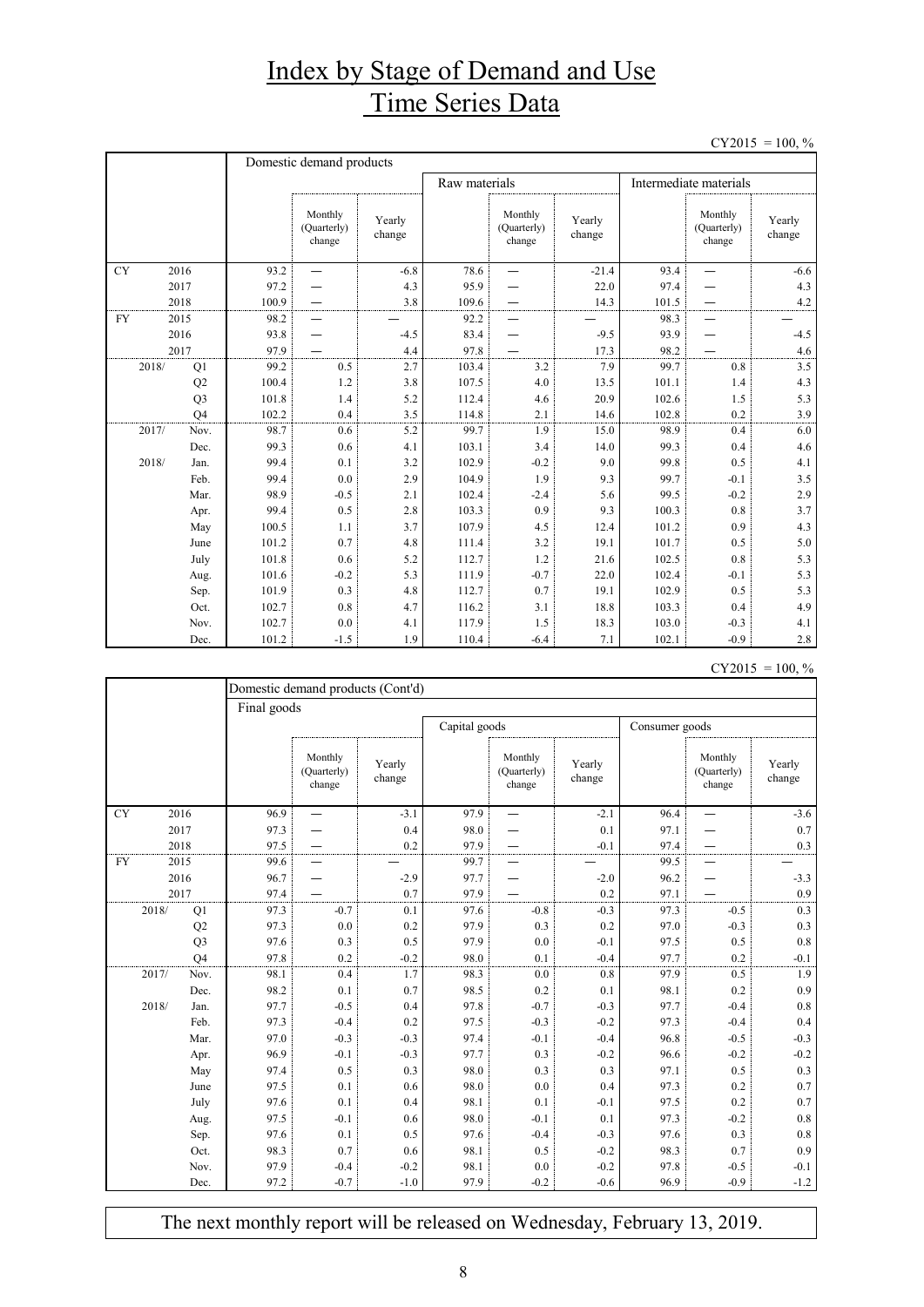# Index by Stage of Demand and Use Time Series Data

CY2015 = 100, %

| | | Domestic demand products | | | | | | | | |
|---|---|---|---|---|---|---|---|---|---|---|
| | | | | | Raw materials | | | Intermediate materials | | |
| | | | Monthly (Quarterly) change | Yearly change | | Monthly (Quarterly) change | Yearly change | | Monthly (Quarterly) change | Yearly change |
| CY | 2016 | 93.2 | — | -6.8 | 78.6 | — | -21.4 | 93.4 | — | -6.6 |
| | 2017 | 97.2 | — | 4.3 | 95.9 | — | 22.0 | 97.4 | — | 4.3 |
| | 2018 | 100.9 | — | 3.8 | 109.6 | — | 14.3 | 101.5 | — | 4.2 |
| FY | 2015 | 98.2 | — | — | 92.2 | — | — | 98.3 | — | — |
| | 2016 | 93.8 | — | -4.5 | 83.4 | — | -9.5 | 93.9 | — | -4.5 |
| | 2017 | 97.9 | — | 4.4 | 97.8 | — | 17.3 | 98.2 | — | 4.6 |
| 2018/ | Q1 | 99.2 | 0.5 | 2.7 | 103.4 | 3.2 | 7.9 | 99.7 | 0.8 | 3.5 |
| | Q2 | 100.4 | 1.2 | 3.8 | 107.5 | 4.0 | 13.5 | 101.1 | 1.4 | 4.3 |
| | Q3 | 101.8 | 1.4 | 5.2 | 112.4 | 4.6 | 20.9 | 102.6 | 1.5 | 5.3 |
| | Q4 | 102.2 | 0.4 | 3.5 | 114.8 | 2.1 | 14.6 | 102.8 | 0.2 | 3.9 |
| 2017/ | Nov. | 98.7 | 0.6 | 5.2 | 99.7 | 1.9 | 15.0 | 98.9 | 0.4 | 6.0 |
| | Dec. | 99.3 | 0.6 | 4.1 | 103.1 | 3.4 | 14.0 | 99.3 | 0.4 | 4.6 |
| 2018/ | Jan. | 99.4 | 0.1 | 3.2 | 102.9 | -0.2 | 9.0 | 99.8 | 0.5 | 4.1 |
| | Feb. | 99.4 | 0.0 | 2.9 | 104.9 | 1.9 | 9.3 | 99.7 | -0.1 | 3.5 |
| | Mar. | 98.9 | -0.5 | 2.1 | 102.4 | -2.4 | 5.6 | 99.5 | -0.2 | 2.9 |
| | Apr. | 99.4 | 0.5 | 2.8 | 103.3 | 0.9 | 9.3 | 100.3 | 0.8 | 3.7 |
| | May | 100.5 | 1.1 | 3.7 | 107.9 | 4.5 | 12.4 | 101.2 | 0.9 | 4.3 |
| | June | 101.2 | 0.7 | 4.8 | 111.4 | 3.2 | 19.1 | 101.7 | 0.5 | 5.0 |
| | July | 101.8 | 0.6 | 5.2 | 112.7 | 1.2 | 21.6 | 102.5 | 0.8 | 5.3 |
| | Aug. | 101.6 | -0.2 | 5.3 | 111.9 | -0.7 | 22.0 | 102.4 | -0.1 | 5.3 |
| | Sep. | 101.9 | 0.3 | 4.8 | 112.7 | 0.7 | 19.1 | 102.9 | 0.5 | 5.3 |
| | Oct. | 102.7 | 0.8 | 4.7 | 116.2 | 3.1 | 18.8 | 103.3 | 0.4 | 4.9 |
| | Nov. | 102.7 | 0.0 | 4.1 | 117.9 | 1.5 | 18.3 | 103.0 | -0.3 | 4.1 |
| | Dec. | 101.2 | -1.5 | 1.9 | 110.4 | -6.4 | 7.1 | 102.1 | -0.9 | 2.8 |

CY2015 = 100, %

| | | Domestic demand products (Cont'd) | | | | | | | | |
|---|---|---|---|---|---|---|---|---|---|---|
| | | Final goods | | | | | | | | |
| | | | | | Capital goods | | | Consumer goods | | |
| | | | Monthly (Quarterly) change | Yearly change | | Monthly (Quarterly) change | Yearly change | | Monthly (Quarterly) change | Yearly change |
| CY | 2016 | 96.9 | — | -3.1 | 97.9 | — | -2.1 | 96.4 | — | -3.6 |
| | 2017 | 97.3 | — | 0.4 | 98.0 | — | 0.1 | 97.1 | — | 0.7 |
| | 2018 | 97.5 | — | 0.2 | 97.9 | — | -0.1 | 97.4 | — | 0.3 |
| FY | 2015 | 99.6 | — | — | 99.7 | — | — | 99.5 | — | — |
| | 2016 | 96.7 | — | -2.9 | 97.7 | — | -2.0 | 96.2 | — | -3.3 |
| | 2017 | 97.4 | — | 0.7 | 97.9 | — | 0.2 | 97.1 | — | 0.9 |
| 2018/ | Q1 | 97.3 | -0.7 | 0.1 | 97.6 | -0.8 | -0.3 | 97.3 | -0.5 | 0.3 |
| | Q2 | 97.3 | 0.0 | 0.2 | 97.9 | 0.3 | 0.2 | 97.0 | -0.3 | 0.3 |
| | Q3 | 97.6 | 0.3 | 0.5 | 97.9 | 0.0 | -0.1 | 97.5 | 0.5 | 0.8 |
| | Q4 | 97.8 | 0.2 | -0.2 | 98.0 | 0.1 | -0.4 | 97.7 | 0.2 | -0.1 |
| 2017/ | Nov. | 98.1 | 0.4 | 1.7 | 98.3 | 0.0 | 0.8 | 97.9 | 0.5 | 1.9 |
| | Dec. | 98.2 | 0.1 | 0.7 | 98.5 | 0.2 | 0.1 | 98.1 | 0.2 | 0.9 |
| 2018/ | Jan. | 97.7 | -0.5 | 0.4 | 97.8 | -0.7 | -0.3 | 97.7 | -0.4 | 0.8 |
| | Feb. | 97.3 | -0.4 | 0.2 | 97.5 | -0.3 | -0.2 | 97.3 | -0.4 | 0.4 |
| | Mar. | 97.0 | -0.3 | -0.3 | 97.4 | -0.1 | -0.4 | 96.8 | -0.5 | -0.3 |
| | Apr. | 96.9 | -0.1 | -0.3 | 97.7 | 0.3 | -0.2 | 96.6 | -0.2 | -0.2 |
| | May | 97.4 | 0.5 | 0.3 | 98.0 | 0.3 | 0.3 | 97.1 | 0.5 | 0.3 |
| | June | 97.5 | 0.1 | 0.6 | 98.0 | 0.0 | 0.4 | 97.3 | 0.2 | 0.7 |
| | July | 97.6 | 0.1 | 0.4 | 98.1 | 0.1 | -0.1 | 97.5 | 0.2 | 0.7 |
| | Aug. | 97.5 | -0.1 | 0.6 | 98.0 | -0.1 | 0.1 | 97.3 | -0.2 | 0.8 |
| | Sep. | 97.6 | 0.1 | 0.5 | 97.6 | -0.4 | -0.3 | 97.6 | 0.3 | 0.8 |
| | Oct. | 98.3 | 0.7 | 0.6 | 98.1 | 0.5 | -0.2 | 98.3 | 0.7 | 0.9 |
| | Nov. | 97.9 | -0.4 | -0.2 | 98.1 | 0.0 | -0.2 | 97.8 | -0.5 | -0.1 |
| | Dec. | 97.2 | -0.7 | -1.0 | 97.9 | -0.2 | -0.6 | 96.9 | -0.9 | -1.2 |

The next monthly report will be released on Wednesday, February 13, 2019.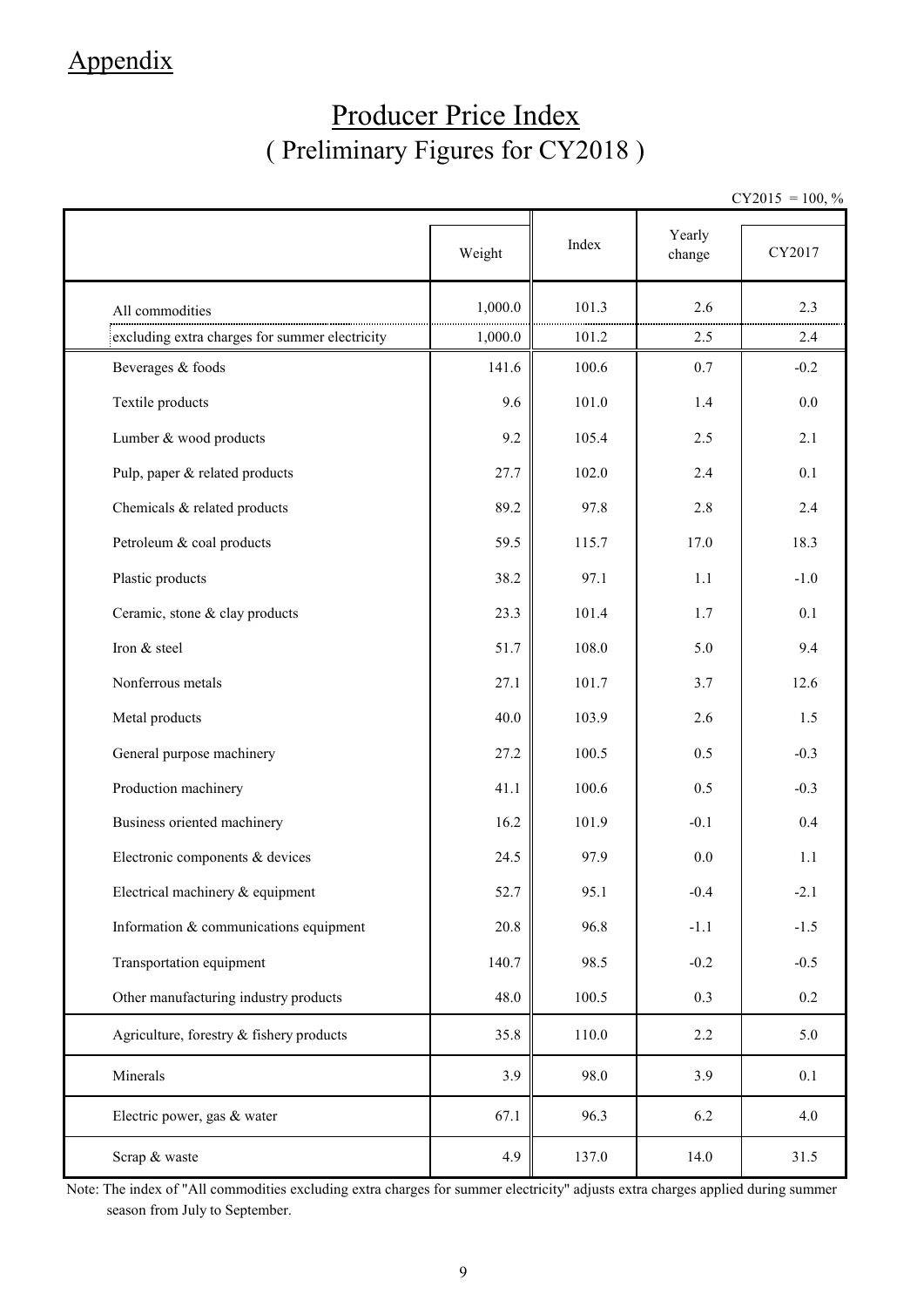## Appendix

# Producer Price Index
## ( Preliminary Figures for CY2018 )

CY2015 = 100, %

| | Weight | Index | Yearly change | CY2017 |
|---|---|---|---|---|
| All commodities | 1,000.0 | 101.3 | 2.6 | 2.3 |
| excluding extra charges for summer electricity | 1,000.0 | 101.2 | 2.5 | 2.4 |
| Beverages & foods | 141.6 | 100.6 | 0.7 | -0.2 |
| Textile products | 9.6 | 101.0 | 1.4 | 0.0 |
| Lumber & wood products | 9.2 | 105.4 | 2.5 | 2.1 |
| Pulp, paper & related products | 27.7 | 102.0 | 2.4 | 0.1 |
| Chemicals & related products | 89.2 | 97.8 | 2.8 | 2.4 |
| Petroleum & coal products | 59.5 | 115.7 | 17.0 | 18.3 |
| Plastic products | 38.2 | 97.1 | 1.1 | -1.0 |
| Ceramic, stone & clay products | 23.3 | 101.4 | 1.7 | 0.1 |
| Iron & steel | 51.7 | 108.0 | 5.0 | 9.4 |
| Nonferrous metals | 27.1 | 101.7 | 3.7 | 12.6 |
| Metal products | 40.0 | 103.9 | 2.6 | 1.5 |
| General purpose machinery | 27.2 | 100.5 | 0.5 | -0.3 |
| Production machinery | 41.1 | 100.6 | 0.5 | -0.3 |
| Business oriented machinery | 16.2 | 101.9 | -0.1 | 0.4 |
| Electronic components & devices | 24.5 | 97.9 | 0.0 | 1.1 |
| Electrical machinery & equipment | 52.7 | 95.1 | -0.4 | -2.1 |
| Information & communications equipment | 20.8 | 96.8 | -1.1 | -1.5 |
| Transportation equipment | 140.7 | 98.5 | -0.2 | -0.5 |
| Other manufacturing industry products | 48.0 | 100.5 | 0.3 | 0.2 |
| Agriculture, forestry & fishery products | 35.8 | 110.0 | 2.2 | 5.0 |
| Minerals | 3.9 | 98.0 | 3.9 | 0.1 |
| Electric power, gas & water | 67.1 | 96.3 | 6.2 | 4.0 |
| Scrap & waste | 4.9 | 137.0 | 14.0 | 31.5 |

Note: The index of "All commodities excluding extra charges for summer electricity" adjusts extra charges applied during summer season from July to September.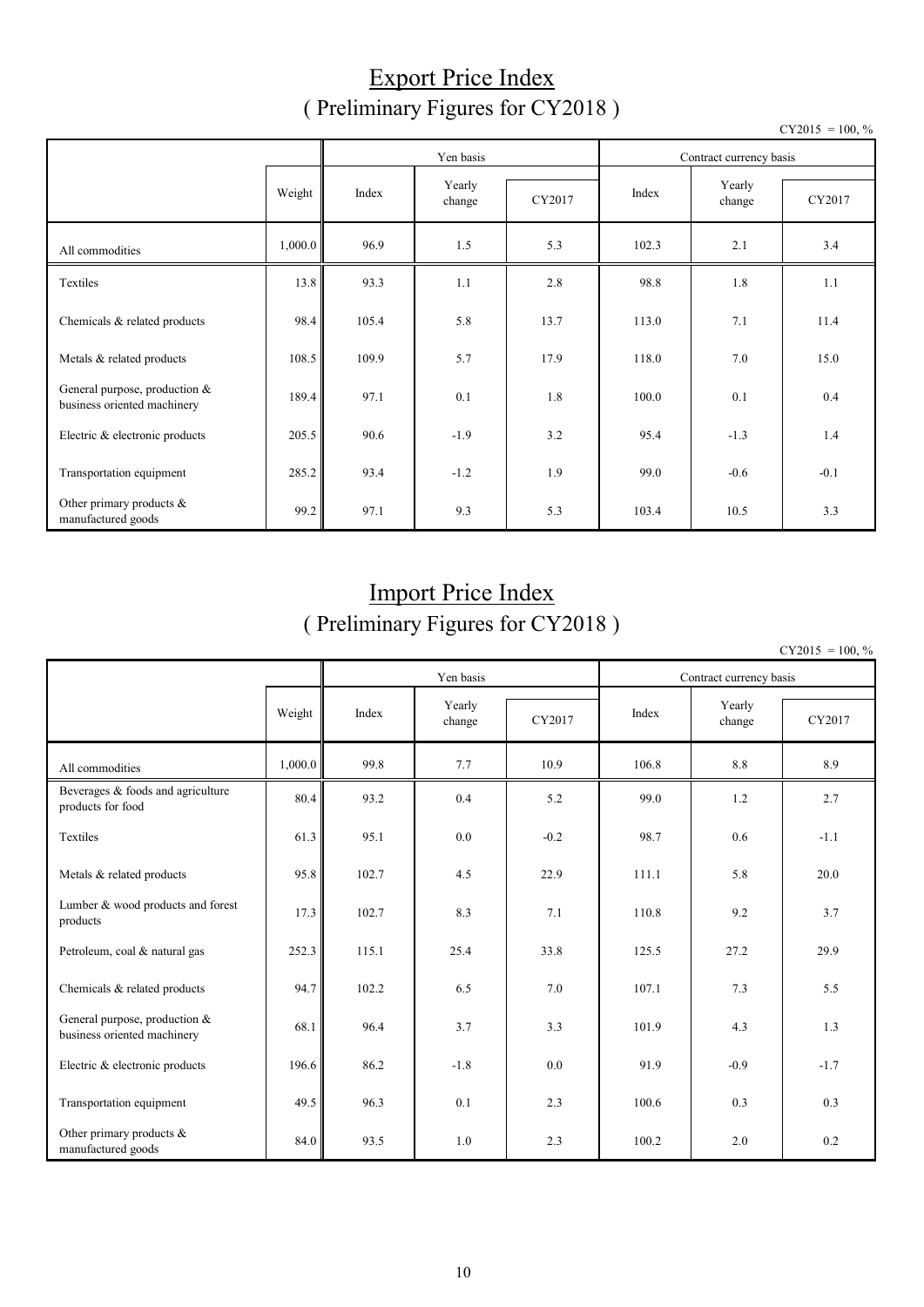# Export Price Index
## ( Preliminary Figures for CY2018 )

CY2015 = 100, %

| | Weight | Yen basis | | | Contract currency basis | | |
|---|---|---|---|---|---|---|---|
| | | Index | Yearly change | CY2017 | Index | Yearly change | CY2017 |
| All commodities | 1,000.0 | 96.9 | 1.5 | 5.3 | 102.3 | 2.1 | 3.4 |
| Textiles | 13.8 | 93.3 | 1.1 | 2.8 | 98.8 | 1.8 | 1.1 |
| Chemicals & related products | 98.4 | 105.4 | 5.8 | 13.7 | 113.0 | 7.1 | 11.4 |
| Metals & related products | 108.5 | 109.9 | 5.7 | 17.9 | 118.0 | 7.0 | 15.0 |
| General purpose, production & business oriented machinery | 189.4 | 97.1 | 0.1 | 1.8 | 100.0 | 0.1 | 0.4 |
| Electric & electronic products | 205.5 | 90.6 | -1.9 | 3.2 | 95.4 | -1.3 | 1.4 |
| Transportation equipment | 285.2 | 93.4 | -1.2 | 1.9 | 99.0 | -0.6 | -0.1 |
| Other primary products & manufactured goods | 99.2 | 97.1 | 9.3 | 5.3 | 103.4 | 10.5 | 3.3 |

# Import Price Index
## ( Preliminary Figures for CY2018 )

CY2015 = 100, %

| | Weight | Yen basis | | | Contract currency basis | | |
|---|---|---|---|---|---|---|---|
| | | Index | Yearly change | CY2017 | Index | Yearly change | CY2017 |
| All commodities | 1,000.0 | 99.8 | 7.7 | 10.9 | 106.8 | 8.8 | 8.9 |
| Beverages & foods and agriculture products for food | 80.4 | 93.2 | 0.4 | 5.2 | 99.0 | 1.2 | 2.7 |
| Textiles | 61.3 | 95.1 | 0.0 | -0.2 | 98.7 | 0.6 | -1.1 |
| Metals & related products | 95.8 | 102.7 | 4.5 | 22.9 | 111.1 | 5.8 | 20.0 |
| Lumber & wood products and forest products | 17.3 | 102.7 | 8.3 | 7.1 | 110.8 | 9.2 | 3.7 |
| Petroleum, coal & natural gas | 252.3 | 115.1 | 25.4 | 33.8 | 125.5 | 27.2 | 29.9 |
| Chemicals & related products | 94.7 | 102.2 | 6.5 | 7.0 | 107.1 | 7.3 | 5.5 |
| General purpose, production & business oriented machinery | 68.1 | 96.4 | 3.7 | 3.3 | 101.9 | 4.3 | 1.3 |
| Electric & electronic products | 196.6 | 86.2 | -1.8 | 0.0 | 91.9 | -0.9 | -1.7 |
| Transportation equipment | 49.5 | 96.3 | 0.1 | 2.3 | 100.6 | 0.3 | 0.3 |
| Other primary products & manufactured goods | 84.0 | 93.5 | 1.0 | 2.3 | 100.2 | 2.0 | 0.2 |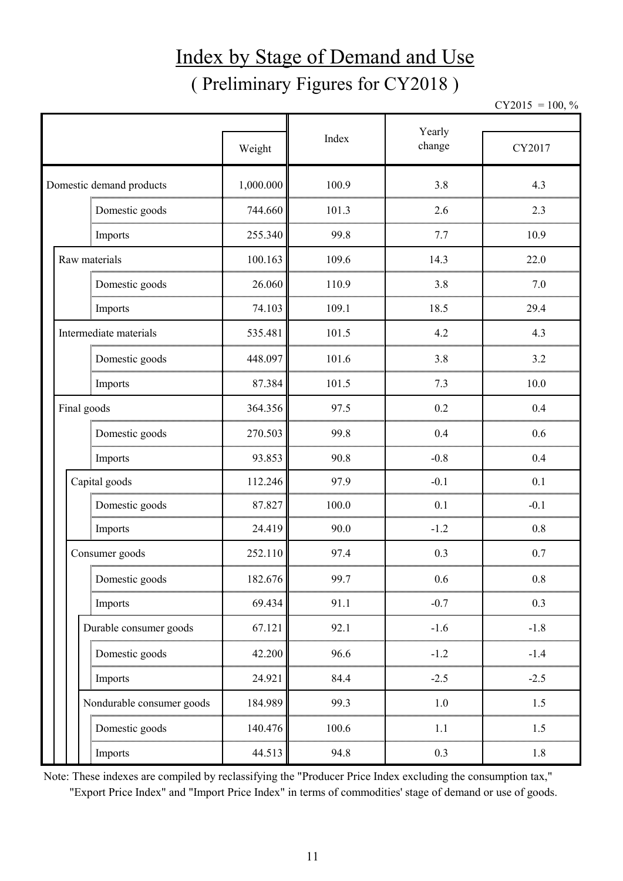# Index by Stage of Demand and Use

## ( Preliminary Figures for CY2018 )

CY2015 = 100, %

| | Weight | Index | Yearly change | CY2017 |
|---|---|---|---|---|
| Domestic demand products | 1,000.000 | 100.9 | 3.8 | 4.3 |
| Domestic goods | 744.660 | 101.3 | 2.6 | 2.3 |
| Imports | 255.340 | 99.8 | 7.7 | 10.9 |
| Raw materials | 100.163 | 109.6 | 14.3 | 22.0 |
| Domestic goods | 26.060 | 110.9 | 3.8 | 7.0 |
| Imports | 74.103 | 109.1 | 18.5 | 29.4 |
| Intermediate materials | 535.481 | 101.5 | 4.2 | 4.3 |
| Domestic goods | 448.097 | 101.6 | 3.8 | 3.2 |
| Imports | 87.384 | 101.5 | 7.3 | 10.0 |
| Final goods | 364.356 | 97.5 | 0.2 | 0.4 |
| Domestic goods | 270.503 | 99.8 | 0.4 | 0.6 |
| Imports | 93.853 | 90.8 | -0.8 | 0.4 |
| Capital goods | 112.246 | 97.9 | -0.1 | 0.1 |
| Domestic goods | 87.827 | 100.0 | 0.1 | -0.1 |
| Imports | 24.419 | 90.0 | -1.2 | 0.8 |
| Consumer goods | 252.110 | 97.4 | 0.3 | 0.7 |
| Domestic goods | 182.676 | 99.7 | 0.6 | 0.8 |
| Imports | 69.434 | 91.1 | -0.7 | 0.3 |
| Durable consumer goods | 67.121 | 92.1 | -1.6 | -1.8 |
| Domestic goods | 42.200 | 96.6 | -1.2 | -1.4 |
| Imports | 24.921 | 84.4 | -2.5 | -2.5 |
| Nondurable consumer goods | 184.989 | 99.3 | 1.0 | 1.5 |
| Domestic goods | 140.476 | 100.6 | 1.1 | 1.5 |
| Imports | 44.513 | 94.8 | 0.3 | 1.8 |

Note: These indexes are compiled by reclassifying the "Producer Price Index excluding the consumption tax," "Export Price Index" and "Import Price Index" in terms of commodities' stage of demand or use of goods.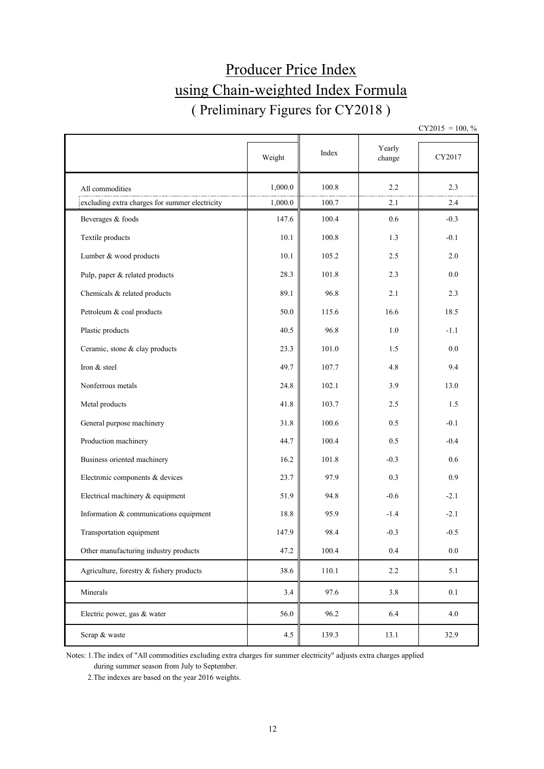# Producer Price Index
# using Chain-weighted Index Formula
## ( Preliminary Figures for CY2018 )

CY2015 = 100, %

| | Weight | Index | Yearly change | CY2017 |
|---|---|---|---|---|
| All commodities | 1,000.0 | 100.8 | 2.2 | 2.3 |
| excluding extra charges for summer electricity | 1,000.0 | 100.7 | 2.1 | 2.4 |
| Beverages & foods | 147.6 | 100.4 | 0.6 | -0.3 |
| Textile products | 10.1 | 100.8 | 1.3 | -0.1 |
| Lumber & wood products | 10.1 | 105.2 | 2.5 | 2.0 |
| Pulp, paper & related products | 28.3 | 101.8 | 2.3 | 0.0 |
| Chemicals & related products | 89.1 | 96.8 | 2.1 | 2.3 |
| Petroleum & coal products | 50.0 | 115.6 | 16.6 | 18.5 |
| Plastic products | 40.5 | 96.8 | 1.0 | -1.1 |
| Ceramic, stone & clay products | 23.3 | 101.0 | 1.5 | 0.0 |
| Iron & steel | 49.7 | 107.7 | 4.8 | 9.4 |
| Nonferrous metals | 24.8 | 102.1 | 3.9 | 13.0 |
| Metal products | 41.8 | 103.7 | 2.5 | 1.5 |
| General purpose machinery | 31.8 | 100.6 | 0.5 | -0.1 |
| Production machinery | 44.7 | 100.4 | 0.5 | -0.4 |
| Business oriented machinery | 16.2 | 101.8 | -0.3 | 0.6 |
| Electronic components & devices | 23.7 | 97.9 | 0.3 | 0.9 |
| Electrical machinery & equipment | 51.9 | 94.8 | -0.6 | -2.1 |
| Information & communications equipment | 18.8 | 95.9 | -1.4 | -2.1 |
| Transportation equipment | 147.9 | 98.4 | -0.3 | -0.5 |
| Other manufacturing industry products | 47.2 | 100.4 | 0.4 | 0.0 |
| Agriculture, forestry & fishery products | 38.6 | 110.1 | 2.2 | 5.1 |
| Minerals | 3.4 | 97.6 | 3.8 | 0.1 |
| Electric power, gas & water | 56.0 | 96.2 | 6.4 | 4.0 |
| Scrap & waste | 4.5 | 139.3 | 13.1 | 32.9 |

Notes: 1.The index of "All commodities excluding extra charges for summer electricity" adjusts extra charges applied during summer season from July to September.

2.The indexes are based on the year 2016 weights.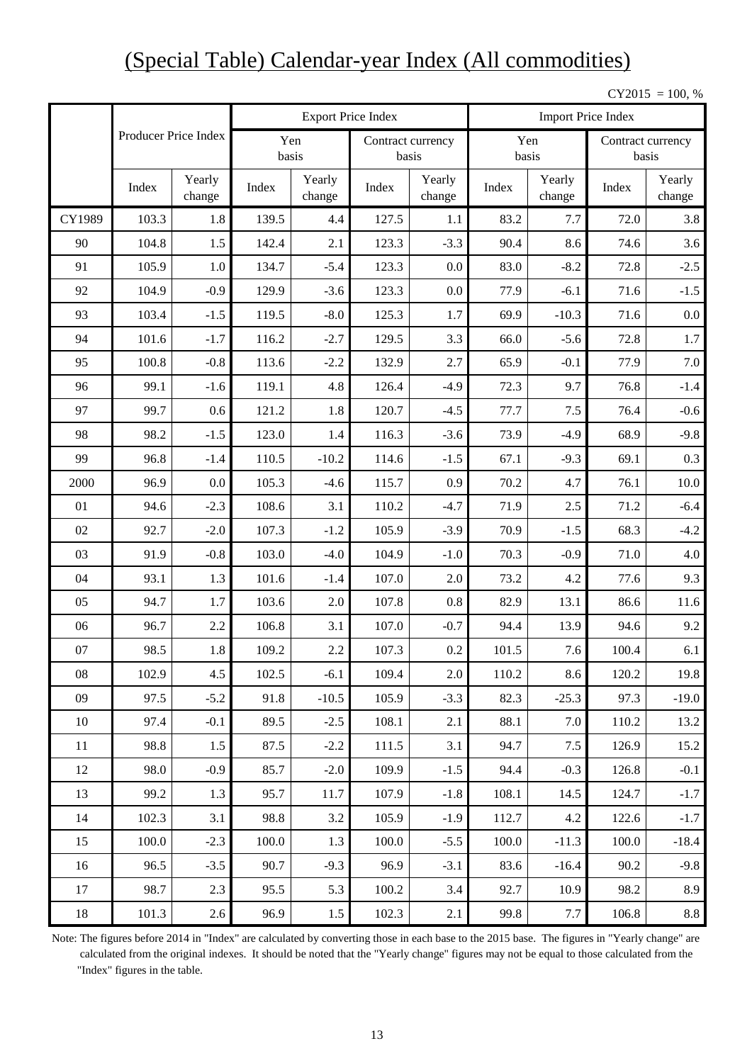# (Special Table) Calendar-year Index (All commodities)

CY2015 = 100, %

| | Producer Price Index | | Export Price Index | | | | Import Price Index | | | |
|---|---|---|---|---|---|---|---|---|---|---|
| | | | Yen basis | | Contract currency basis | | Yen basis | | Contract currency basis | |
| | Index | Yearly change | Index | Yearly change | Index | Yearly change | Index | Yearly change | Index | Yearly change |
| CY1989 | 103.3 | 1.8 | 139.5 | 4.4 | 127.5 | 1.1 | 83.2 | 7.7 | 72.0 | 3.8 |
| 90 | 104.8 | 1.5 | 142.4 | 2.1 | 123.3 | -3.3 | 90.4 | 8.6 | 74.6 | 3.6 |
| 91 | 105.9 | 1.0 | 134.7 | -5.4 | 123.3 | 0.0 | 83.0 | -8.2 | 72.8 | -2.5 |
| 92 | 104.9 | -0.9 | 129.9 | -3.6 | 123.3 | 0.0 | 77.9 | -6.1 | 71.6 | -1.5 |
| 93 | 103.4 | -1.5 | 119.5 | -8.0 | 125.3 | 1.7 | 69.9 | -10.3 | 71.6 | 0.0 |
| 94 | 101.6 | -1.7 | 116.2 | -2.7 | 129.5 | 3.3 | 66.0 | -5.6 | 72.8 | 1.7 |
| 95 | 100.8 | -0.8 | 113.6 | -2.2 | 132.9 | 2.7 | 65.9 | -0.1 | 77.9 | 7.0 |
| 96 | 99.1 | -1.6 | 119.1 | 4.8 | 126.4 | -4.9 | 72.3 | 9.7 | 76.8 | -1.4 |
| 97 | 99.7 | 0.6 | 121.2 | 1.8 | 120.7 | -4.5 | 77.7 | 7.5 | 76.4 | -0.6 |
| 98 | 98.2 | -1.5 | 123.0 | 1.4 | 116.3 | -3.6 | 73.9 | -4.9 | 68.9 | -9.8 |
| 99 | 96.8 | -1.4 | 110.5 | -10.2 | 114.6 | -1.5 | 67.1 | -9.3 | 69.1 | 0.3 |
| 2000 | 96.9 | 0.0 | 105.3 | -4.6 | 115.7 | 0.9 | 70.2 | 4.7 | 76.1 | 10.0 |
| 01 | 94.6 | -2.3 | 108.6 | 3.1 | 110.2 | -4.7 | 71.9 | 2.5 | 71.2 | -6.4 |
| 02 | 92.7 | -2.0 | 107.3 | -1.2 | 105.9 | -3.9 | 70.9 | -1.5 | 68.3 | -4.2 |
| 03 | 91.9 | -0.8 | 103.0 | -4.0 | 104.9 | -1.0 | 70.3 | -0.9 | 71.0 | 4.0 |
| 04 | 93.1 | 1.3 | 101.6 | -1.4 | 107.0 | 2.0 | 73.2 | 4.2 | 77.6 | 9.3 |
| 05 | 94.7 | 1.7 | 103.6 | 2.0 | 107.8 | 0.8 | 82.9 | 13.1 | 86.6 | 11.6 |
| 06 | 96.7 | 2.2 | 106.8 | 3.1 | 107.0 | -0.7 | 94.4 | 13.9 | 94.6 | 9.2 |
| 07 | 98.5 | 1.8 | 109.2 | 2.2 | 107.3 | 0.2 | 101.5 | 7.6 | 100.4 | 6.1 |
| 08 | 102.9 | 4.5 | 102.5 | -6.1 | 109.4 | 2.0 | 110.2 | 8.6 | 120.2 | 19.8 |
| 09 | 97.5 | -5.2 | 91.8 | -10.5 | 105.9 | -3.3 | 82.3 | -25.3 | 97.3 | -19.0 |
| 10 | 97.4 | -0.1 | 89.5 | -2.5 | 108.1 | 2.1 | 88.1 | 7.0 | 110.2 | 13.2 |
| 11 | 98.8 | 1.5 | 87.5 | -2.2 | 111.5 | 3.1 | 94.7 | 7.5 | 126.9 | 15.2 |
| 12 | 98.0 | -0.9 | 85.7 | -2.0 | 109.9 | -1.5 | 94.4 | -0.3 | 126.8 | -0.1 |
| 13 | 99.2 | 1.3 | 95.7 | 11.7 | 107.9 | -1.8 | 108.1 | 14.5 | 124.7 | -1.7 |
| 14 | 102.3 | 3.1 | 98.8 | 3.2 | 105.9 | -1.9 | 112.7 | 4.2 | 122.6 | -1.7 |
| 15 | 100.0 | -2.3 | 100.0 | 1.3 | 100.0 | -5.5 | 100.0 | -11.3 | 100.0 | -18.4 |
| 16 | 96.5 | -3.5 | 90.7 | -9.3 | 96.9 | -3.1 | 83.6 | -16.4 | 90.2 | -9.8 |
| 17 | 98.7 | 2.3 | 95.5 | 5.3 | 100.2 | 3.4 | 92.7 | 10.9 | 98.2 | 8.9 |
| 18 | 101.3 | 2.6 | 96.9 | 1.5 | 102.3 | 2.1 | 99.8 | 7.7 | 106.8 | 8.8 |

Note: The figures before 2014 in "Index" are calculated by converting those in each base to the 2015 base. The figures in "Yearly change" are calculated from the original indexes. It should be noted that the "Yearly change" figures may not be equal to those calculated from the "Index" figures in the table.